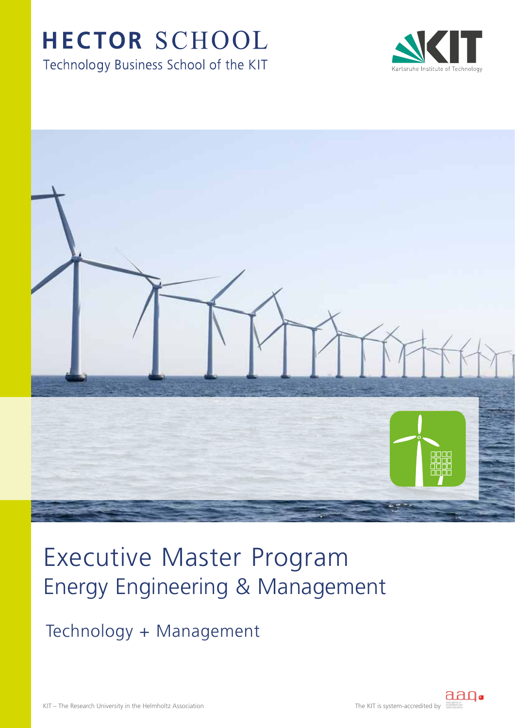# HECTOR SCHOOL

Technology Business School of the KIT

Karlsruhe Institute of Technology

# Executive Master Program

## Energy Engineering & Management

Technology + Management

KIT – The Research University in the Helmholtz Association

The KIT is system-accredited by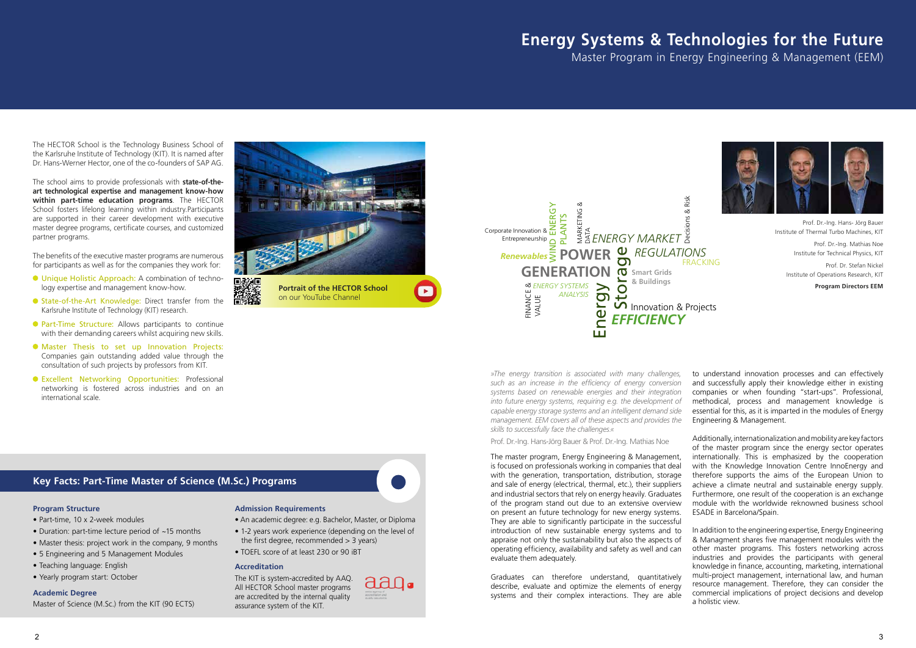# Energy Systems & Technologies for the Future

Master Program in Energy Engineering & Management (EEM)

The HECTOR School is the Technology Business School of the Karlsruhe Institute of Technology (KIT). It is named after Dr. Hans-Werner Hector, one of the co-founders of SAP AG.

The school aims to provide professionals with **state-of-the-art technological expertise and management know-how within part-time education programs**. The HECTOR School fosters lifelong learning within industry.Participants are supported in their career development with executive master degree programs, certificate courses, and customized partner programs.

The benefits of the executive master programs are numerous for participants as well as for the companies they work for:

- Unique Holistic Approach: A combination of technology expertise and management know-how.
- State-of-the-Art Knowledge: Direct transfer from the Karlsruhe Institute of Technology (KIT) research.
- Part-Time Structure: Allows participants to continue with their demanding careers whilst acquiring new skills.
- Master Thesis to set up Innovation Projects: Companies gain outstanding added value through the consultation of such projects by professors from KIT.
- Excellent Networking Opportunities: Professional networking is fostered across industries and on an international scale.

**Portrait of the HECTOR School** on our YouTube Channel

Prof. Dr.-Ing. Hans- Jörg Bauer
Institute of Thermal Turbo Machines, KIT

Prof. Dr.-Ing. Mathias Noe
Institute for Technical Physics, KIT

Prof. Dr. Stefan Nickel
Institute of Operations Research, KIT

**Program Directors EEM**

*»The energy transition is associated with many challenges, such as an increase in the efficiency of energy conversion systems based on renewable energies and their integration into future energy systems, requiring e.g. the development of capable energy storage systems and an intelligent demand side management. EEM covers all of these aspects and provides the skills to successfully face the challenges.«*

Prof. Dr.-Ing. Hans-Jörg Bauer & Prof. Dr.-Ing. Mathias Noe

The master program, Energy Engineering & Management, is focused on professionals working in companies that deal with the generation, transportation, distribution, storage and sale of energy (electrical, thermal, etc.), their suppliers and industrial sectors that rely on energy heavily. Graduates of the program stand out due to an extensive overview on present an future technology for new energy systems. They are able to significantly participate in the successful introduction of new sustainable energy systems and to appraise not only the sustainability but also the aspects of operating efficiency, availability and safety as well and can evaluate them adequately.

Graduates can therefore understand, quantitatively describe, evaluate and optimize the elements of energy systems and their complex interactions. They are able to understand innovation processes and can effectively and successfully apply their knowledge either in existing companies or when founding "start-ups". Professional, methodical, process and management knowledge is essential for this, as it is imparted in the modules of Energy Engineering & Management.

Additionally, internationalization and mobility are key factors of the master program since the energy sector operates internationally. This is emphasized by the cooperation with the Knowledge Innovation Centre InnoEnergy and therefore supports the aims of the European Union to achieve a climate neutral and sustainable energy supply. Furthermore, one result of the cooperation is an exchange module with the worldwide reknowned business school ESADE in Barcelona/Spain.

In addition to the engineering expertise, Energy Engineering & Managment shares five management modules with the other master programs. This fosters networking across industries and provides the participants with general knowledge in finance, accounting, marketing, international law, and human resource management. Therefore, they can consider the commercial implications of project decisions and develop a holistic view.

## Key Facts: Part-Time Master of Science (M.Sc.) Programs

### Program Structure

- Part-time, 10 x 2-week modules
- Duration: part-time lecture period of ~15 months
- Master thesis: project work in the company, 9 months
- 5 Engineering and 5 Management Modules
- Teaching language: English
- Yearly program start: October

### Academic Degree

Master of Science (M.Sc.) from the KIT (90 ECTS)

### Admission Requirements

- An academic degree: e.g. Bachelor, Master, or Diploma
- 1-2 years work experience (depending on the level of the first degree, recommended > 3 years)
- TOEFL score of at least 230 or 90 iBT

### Accreditation

The KIT is system-accredited by AAQ. All HECTOR School master programs are accredited by the internal quality assurance system of the KIT.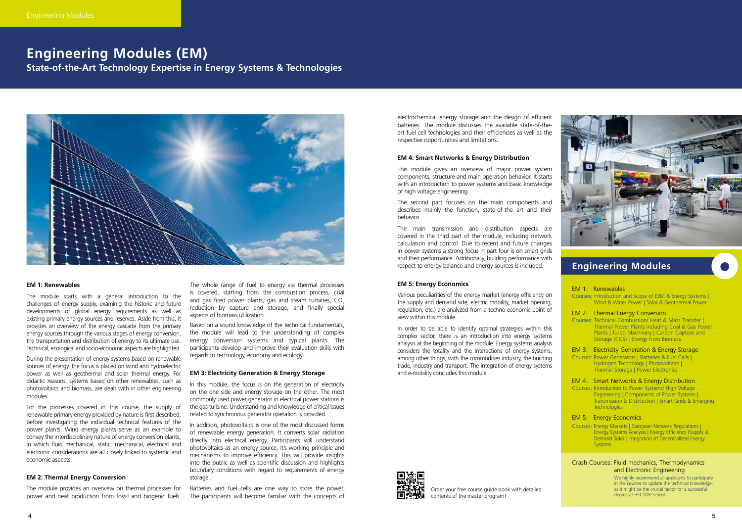# Engineering Modules (EM)

## State-of-the-Art Technology Expertise in Energy Systems & Technologies

### EM 1: Renewables

The module starts with a general introduction to the challenges of energy supply, examining the historic and future developments of global energy requirements as well as existing primary energy sources and reserves. Aside from this, it provides an overview of the energy cascade from the primary energy sources through the various stages of energy conversion, the transportation and distribution of energy to its ultimate use. Technical, ecological and socio-economic aspects are highlighted.

During the presentation of energy systems based on renewable sources of energy, the focus is placed on wind and hydroelectric power as well as geothermal and solar thermal energy. For didactic reasons, systems based on other renewables, such as photovoltaics and biomass, are dealt with in other engineering modules.

For the processes covered in this course, the supply of renewable primary energy provided by nature is first described, before investigating the individual technical features of the power plants. Wind energy plants serve as an example to convey the interdisciplinary nature of energy conversion plants, in which fluid mechanical, static, mechanical, electrical and electronic considerations are all closely linked to systemic and economic aspects.

### EM 2: Thermal Energy Conversion

The module provides an overview on thermal processes for power and heat production from fossil and biogenic fuels. The whole range of fuel to energy via thermal processes is covered, starting from the combustion process, coal and gas fired power plants, gas and steam turbines, $CO_2$ reduction by capture and storage, and finally special aspects of biomass utilization.

Based on a sound knowledge of the technical fundamentals, the module will lead to the understanding of complex energy conversion systems and typical plants. The participants develop and improve their evaluation skills with regards to technology, economy and ecology.

### EM 3: Electricity Generation & Energy Storage

In this module, the focus is on the generation of electricity on the one side and energy storage on the other. The most commonly used power generator in electrical power stations is the gas turbine. Understanding and knowledge of critical issues related to synchronous generator operation is provided.

In addition, photovoltaics is one of the most discussed forms of renewable energy generation. It converts solar radiation directly into electrical energy. Participants will understand photovoltaics as an energy source, it's working principle and mechanisms to improve efficiency. This will provide insights into the public as well as scientific discussion and highlights boundary conditions with regard to requirements of energy storage.

Batteries and fuel cells are one way to store the power. The participants will become familiar with the concepts of electrochemical energy storage and the design of efficient batteries. The module discusses the available state-of-the-art fuel cell technologies and their efficiencies as well as the respective opportunities and limitations.

### EM 4: Smart Networks & Energy Distribution

This module gives an overview of major power system components, structure and main operation behavior. It starts with an introduction to power systems and basic knowledge of high voltage engineering.

The second part focuses on the main components and describes mainly the function, state-of-the art and their behavior.

The main transmission and distribution aspects are covered in the third part of the module, including network calculation and control. Due to recent and future changes in power systems a strong focus in part four is on smart grids and their performance. Additionally, building performance with respect to energy balance and energy sources is included.

### EM 5: Energy Economics

Various peculiarities of the energy market (energy efficiency on the supply and demand side, electric mobility, market opening, regulation, etc.) are analyzed from a techno-economic point of view within this module.

In order to be able to identify optimal strategies within this complex sector, there is an introduction into energy systems analysis at the beginning of the module. Energy systems analysis considers the totality and the interactions of energy systems, among other things, with the commodities industry, the building trade, industry and transport. The integration of energy systems and e-mobility concludes this module.

Order your free course guide book with detailed contents of the master program!

## Engineering Modules

EM 1: Renewables
Courses: Introduction and Scope of EEM & Energy Systems | Wind & Water Power | Solar & Geothermal Power

EM 2: Thermal Energy Conversion
Courses: Technical Combustion/ Heat & Mass Transfer | Thermal Power Plants including Coal & Gas Power Plants | Turbo Machinery | Carbon Capture and Storage (CCS) | Energy from Biomass

EM 3: Electricity Generation & Energy Storage
Courses: Power Generators | Batteries & Fuel Cells | Hydrogen Technology | Photovoltaics | Thermal Storage | Power Electronics

EM 4: Smart Networks & Energy Distribution
Courses: Introduction to Power Systems/ High Voltage Engineering | Components of Power Systems | Transmission & Distribution | Smart Grids & Emerging Technologies

EM 5: Energy Economics
Courses: Energy Markets | European Network Regulations | Energy Systems Analysis | Energy Efficiency (Supply & Demand Side) | Integration of Decentralized Energy Systems

Crash Courses: Fluid mechanics, Thermodynamics and Electronic Engineering

We highly recommend all applicants to participate in the courses to update the technical knowledge, as it might be the crucial factor for a successful degree at HECTOR School.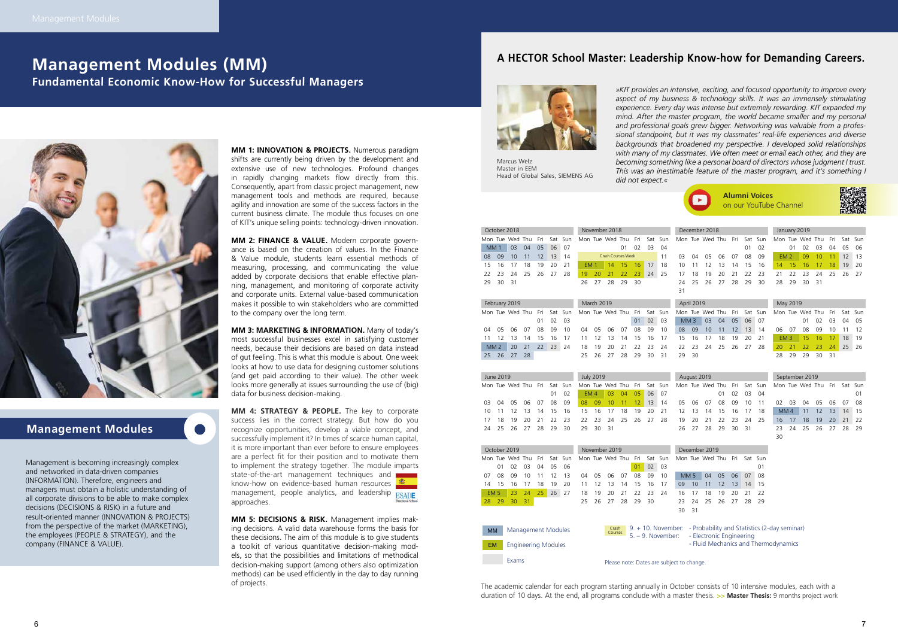# Management Modules (MM)

## Fundamental Economic Know-How for Successful Managers

## Management Modules

Management is becoming increasingly complex and networked in data-driven companies (INFORMATION). Therefore, engineers and managers must obtain a holistic understanding of all corporate divisions to be able to make complex decisions (DECISIONS & RISK) in a future and result-oriented manner (INNOVATION & PROJECTS) from the perspective of the market (MARKETING), the employees (PEOPLE & STRATEGY), and the company (FINANCE & VALUE).

**MM 1: INNOVATION & PROJECTS.** Numerous paradigm shifts are currently being driven by the development and extensive use of new technologies. Profound changes in rapidly changing markets flow directly from this. Consequently, apart from classic project management, new management tools and methods are required, because agility and innovation are some of the success factors in the current business climate. The module thus focuses on one of KIT's unique selling points: technology-driven innovation.

**MM 2: FINANCE & VALUE.** Modern corporate governance is based on the creation of values. In the Finance & Value module, students learn essential methods of measuring, processing, and communicating the value added by corporate decisions that enable effective planning, management, and monitoring of corporate activity and corporate units. External value-based communication makes it possible to win stakeholders who are committed to the company over the long term.

**MM 3: MARKETING & INFORMATION.** Many of today's most successful businesses excel in satisfying customer needs, because their decisions are based on data instead of gut feeling. This is what this module is about. One week looks at how to use data for designing customer solutions (and get paid according to their value). The other week looks more generally at issues surrounding the use of (big) data for business decision-making.

**MM 4: STRATEGY & PEOPLE.** The key to corporate success lies in the correct strategy. But how do you recognize opportunities, develop a viable concept, and successfully implement it? In times of scarce human capital, it is more important than ever before to ensure employees are a perfect fit for their position and to motivate them to implement the strategy together. The module imparts state-of-the-art management techniques and know-how on evidence-based human resources management, people analytics, and leadership approaches.

ESADE

**MM 5: DECISIONS & RISK.** Management implies making decisions. A valid data warehouse forms the basis for these decisions. The aim of this module is to give students a toolkit of various quantitative decision-making models, so that the possibilities and limitations of methodical decision-making support (among others also optimization methods) can be used efficiently in the day to day running of projects.

## A HECTOR School Master: Leadership Know-how for Demanding Careers.

Marcus Welz
Master in EEM
Head of Global Sales, SIEMENS AG

*»KIT provides an intensive, exciting, and focused opportunity to improve every aspect of my business & technology skills. It was an immensely stimulating experience. Every day was intense but extremely rewarding. KIT expanded my mind. After the master program, the world became smaller and my personal and professional goals grew bigger. Networking was valuable from a professional standpoint, but it was my classmates' real-life experiences and diverse backgrounds that broadened my perspective. I developed solid relationships with many of my classmates. We often meet or email each other, and they are becoming something like a personal board of directors whose judgment I trust. This was an inestimable feature of the master program, and it's something I did not expect.«*

**Alumni Voices**
on our YouTube Channel

| Month | Module | Dates |
|---|---|---|
| October 2018 | MM 1 | 01–12 |
| November 2018 | Crash Courses Week | 05–09 |
| November 2018 | EM 1 | 12–23 |
| January 2019 | EM 2 | 07–18 |
| February 2019 | MM 2 | 18–22 |
| April 2019 | MM 3 | 01–12 |
| May 2019 | EM 3 | 13–24 |
| July 2019 | EM 4 | 01–12 |
| September 2019 | MM 4 | 09–14 |
| October 2019 | EM 5 | 21–31 |
| November 2019 | Exams | 01–02 |
| December 2019 | MM 5 | 02–14 |

MM Management Modules
EM Engineering Modules
Exams

Crash Courses: 9. + 10. November: - Probability and Statistics (2-day seminar)
5. – 9. November: - Electronic Engineering
- Fluid Mechanics and Thermodynamics

Please note: Dates are subject to change.

The academic calendar for each program starting annually in October consists of 10 intensive modules, each with a duration of 10 days. At the end, all programs conclude with a master thesis. >> **Master Thesis:** 9 months project work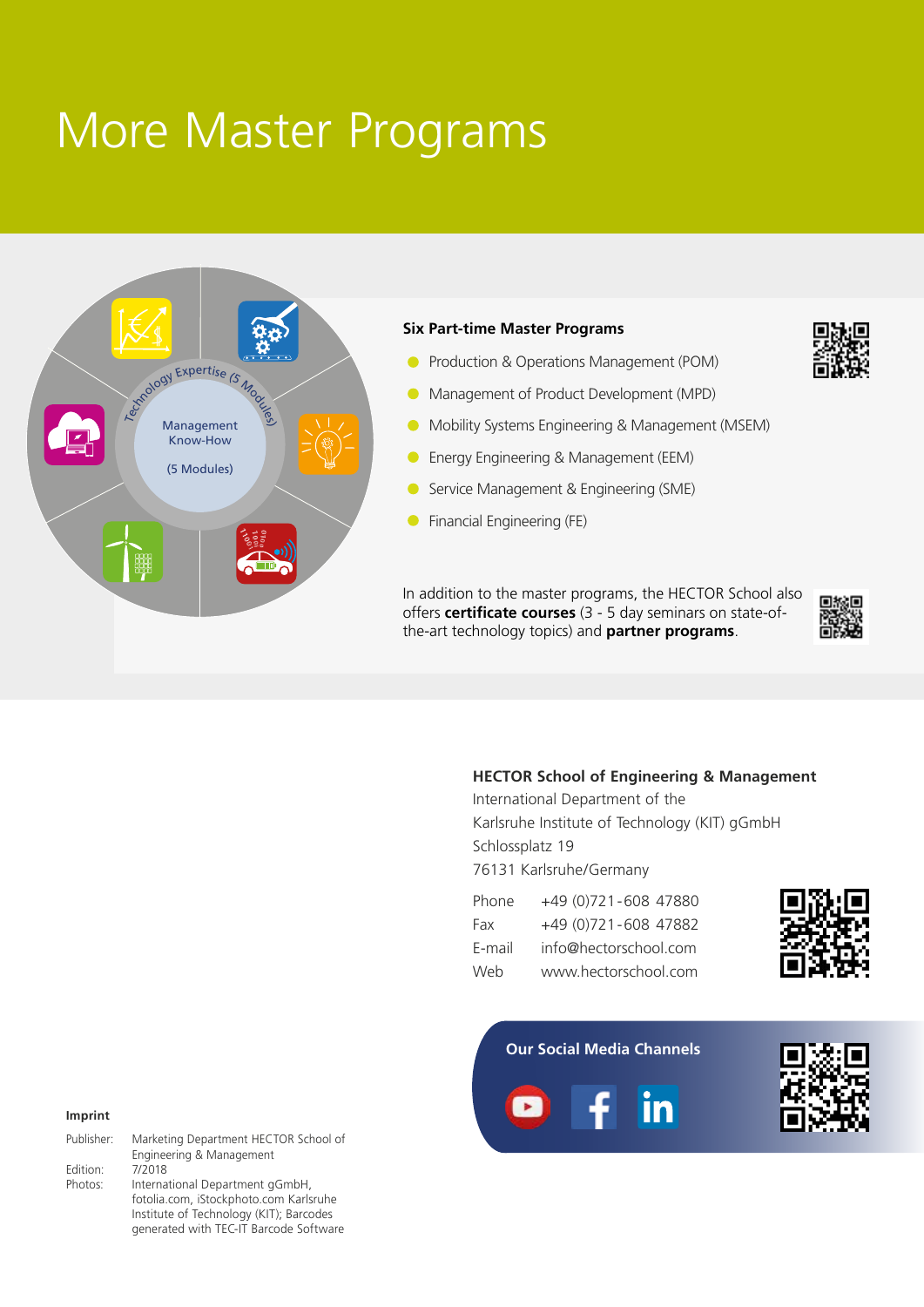# More Master Programs

Technology Expertise (5 Modules)

Management Know-How

(5 Modules)

**Six Part-time Master Programs**

- Production & Operations Management (POM)
- Management of Product Development (MPD)
- Mobility Systems Engineering & Management (MSEM)
- Energy Engineering & Management (EEM)
- Service Management & Engineering (SME)
- Financial Engineering (FE)

In addition to the master programs, the HECTOR School also offers **certificate courses** (3 - 5 day seminars on state-of-the-art technology topics) and **partner programs**.

**HECTOR School of Engineering & Management**
International Department of the
Karlsruhe Institute of Technology (KIT) gGmbH
Schlossplatz 19
76131 Karlsruhe/Germany

| | |
|---|---|
| Phone | +49 (0)721-608 47880 |
| Fax | +49 (0)721-608 47882 |
| E-mail | info@hectorschool.com |
| Web | www.hectorschool.com |

**Our Social Media Channels**

**Imprint**

| | |
|---|---|
| Publisher: | Marketing Department HECTOR School of Engineering & Management |
| Edition: | 7/2018 |
| Photos: | International Department gGmbH, fotolia.com, iStockphoto.com Karlsruhe Institute of Technology (KIT); Barcodes generated with TEC-IT Barcode Software |